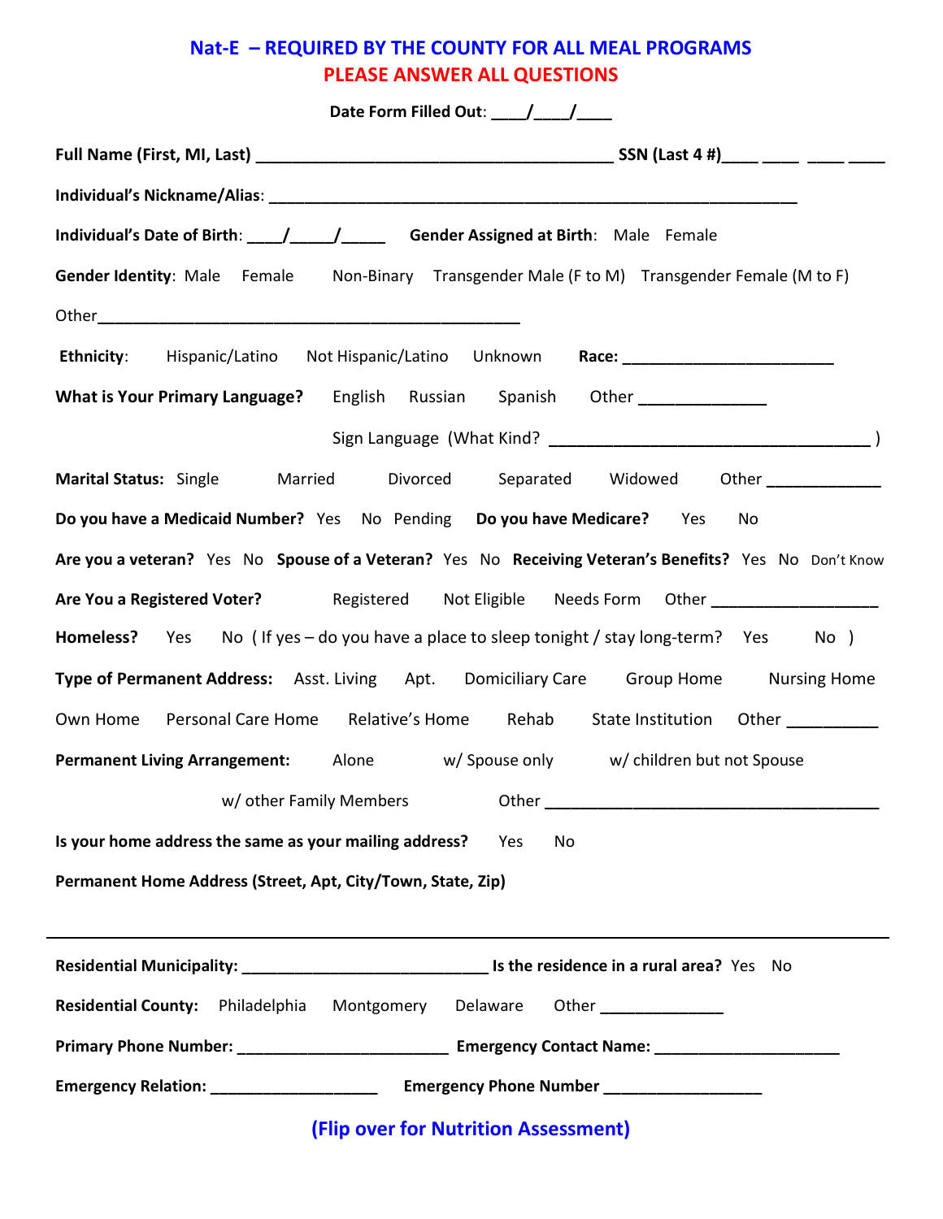# Nat-E – REQUIRED BY THE COUNTY FOR ALL MEAL PROGRAMS

## PLEASE ANSWER ALL QUESTIONS

**Date Form Filled Out**: ____/____/____

**Full Name (First, MI, Last)** ________________________________________ **SSN (Last 4 #)**____ ____ ____ ____

**Individual's Nickname/Alias**: ____________________________________________________________

**Individual's Date of Birth**: ____/_____/_____ **Gender Assigned at Birth**: Male Female

**Gender Identity**: Male Female Non-Binary Transgender Male (F to M) Transgender Female (M to F)

Other_____________________________________________

**Ethnicity**: Hispanic/Latino Not Hispanic/Latino Unknown **Race:** _______________________

**What is Your Primary Language?** English Russian Spanish Other _____________

Sign Language (What Kind? ____________________________________ )

**Marital Status:** Single Married Divorced Separated Widowed Other ____________

**Do you have a Medicaid Number?** Yes No Pending **Do you have Medicare?** Yes No

**Are you a veteran?** Yes No **Spouse of a Veteran?** Yes No **Receiving Veteran's Benefits?** Yes No Don't Know

**Are You a Registered Voter?** Registered Not Eligible Needs Form Other __________________

**Homeless?** Yes No ( If yes – do you have a place to sleep tonight / stay long-term? Yes No )

**Type of Permanent Address:** Asst. Living Apt. Domiciliary Care Group Home Nursing Home

Own Home Personal Care Home Relative's Home Rehab State Institution Other __________

**Permanent Living Arrangement:** Alone w/ Spouse only w/ children but not Spouse

w/ other Family Members Other _____________________________________

**Is your home address the same as your mailing address?** Yes No

**Permanent Home Address (Street, Apt, City/Town, State, Zip)**

_____________________________________________________________________________

**Residential Municipality:** ___________________________ **Is the residence in a rural area?** Yes No

**Residential County:** Philadelphia Montgomery Delaware Other _____________

**Primary Phone Number:** _______________________ **Emergency Contact Name:** _____________________

**Emergency Relation:** ___________________ **Emergency Phone Number** _________________

**(Flip over for Nutrition Assessment)**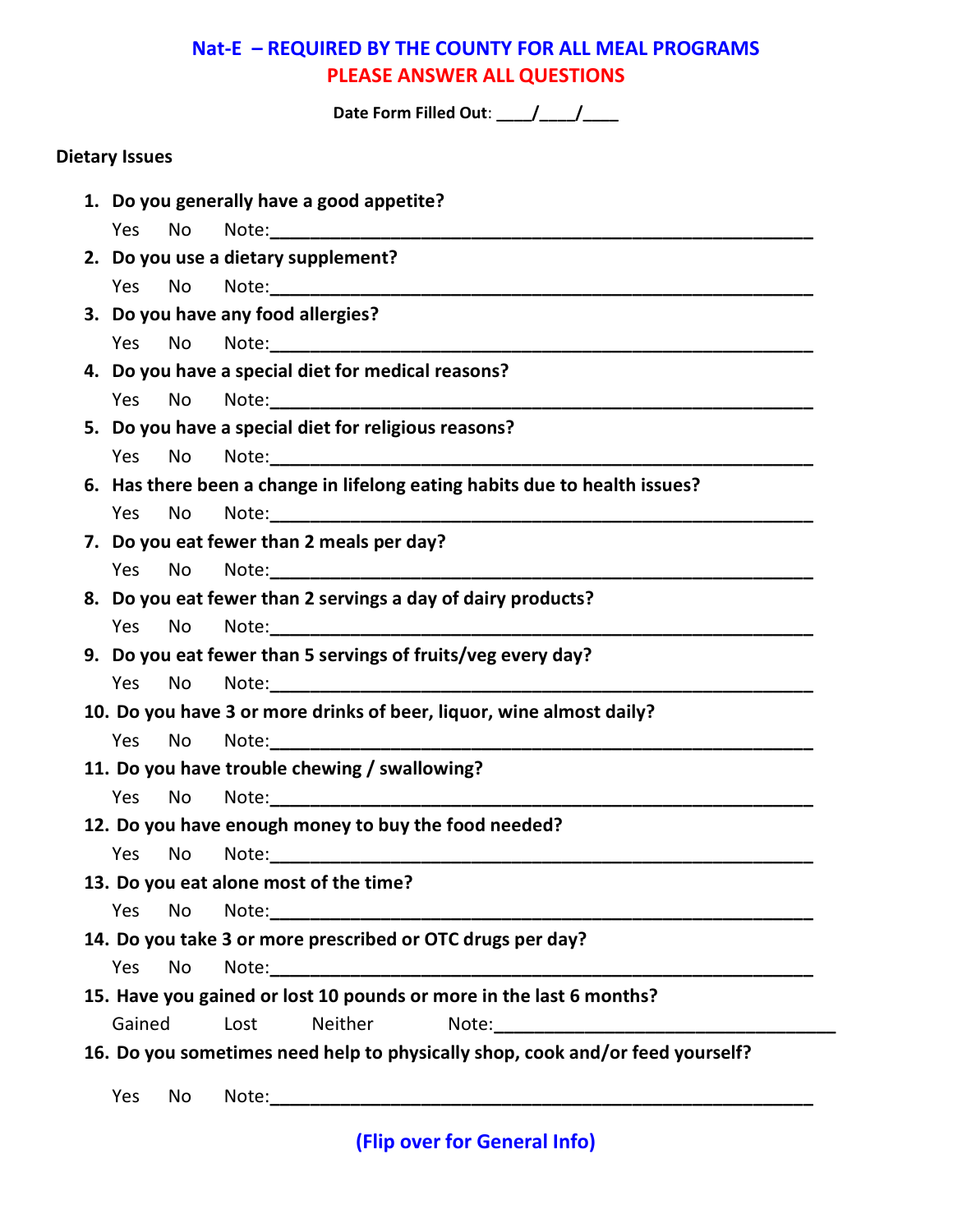# Nat-E – REQUIRED BY THE COUNTY FOR ALL MEAL PROGRAMS
## PLEASE ANSWER ALL QUESTIONS

**Date Form Filled Out**: ____/____/____

**Dietary Issues**

1. **Do you generally have a good appetite?**
   Yes No Note:________________________________________________________
2. **Do you use a dietary supplement?**
   Yes No Note:________________________________________________________
3. **Do you have any food allergies?**
   Yes No Note:________________________________________________________
4. **Do you have a special diet for medical reasons?**
   Yes No Note:________________________________________________________
5. **Do you have a special diet for religious reasons?**
   Yes No Note:________________________________________________________
6. **Has there been a change in lifelong eating habits due to health issues?**
   Yes No Note:________________________________________________________
7. **Do you eat fewer than 2 meals per day?**
   Yes No Note:________________________________________________________
8. **Do you eat fewer than 2 servings a day of dairy products?**
   Yes No Note:________________________________________________________
9. **Do you eat fewer than 5 servings of fruits/veg every day?**
   Yes No Note:________________________________________________________
10. **Do you have 3 or more drinks of beer, liquor, wine almost daily?**
    Yes No Note:________________________________________________________
11. **Do you have trouble chewing / swallowing?**
    Yes No Note:________________________________________________________
12. **Do you have enough money to buy the food needed?**
    Yes No Note:________________________________________________________
13. **Do you eat alone most of the time?**
    Yes No Note:________________________________________________________
14. **Do you take 3 or more prescribed or OTC drugs per day?**
    Yes No Note:________________________________________________________
15. **Have you gained or lost 10 pounds or more in the last 6 months?**
    Gained Lost Neither Note:____________________________________
16. **Do you sometimes need help to physically shop, cook and/or feed yourself?**
    Yes No Note:________________________________________________________

**(Flip over for General Info)**